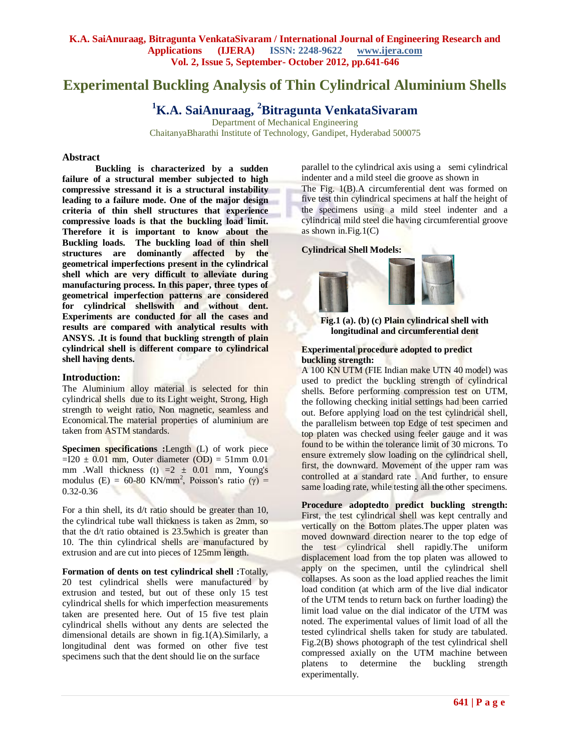# Experimental Buckling Analysis of Thin Cylindrical Aluminium Shells

**[1]K.A. SaiAnuraag, [2]Bitragunta VenkataSivaram**

Department of Mechanical Engineering
ChaitanyaBharathi Institute of Technology, Gandipet, Hyderabad 500075

## Abstract

**Buckling is characterized by a sudden failure of a structural member subjected to high compressive stressand it is a structural instability leading to a failure mode. One of the major design criteria of thin shell structures that experience compressive loads is that the buckling load limit. Therefore it is important to know about the Buckling loads. The buckling load of thin shell structures are dominantly affected by the geometrical imperfections present in the cylindrical shell which are very difficult to alleviate during manufacturing process. In this paper, three types of geometrical imperfection patterns are considered for cylindrical shellswith and without dent. Experiments are conducted for all the cases and results are compared with analytical results with ANSYS. .It is found that buckling strength of plain cylindrical shell is different compare to cylindrical shell having dents.**

## Introduction:

The Aluminium alloy material is selected for thin cylindrical shells due to its Light weight, Strong, High strength to weight ratio, Non magnetic, seamless and Economical.The material properties of aluminium are taken from ASTM standards.

**Specimen specifications :**Length (L) of work piece =I20 ± 0.01 mm, Outer diameter (OD) = 51mm 0.01 mm .Wall thickness (t) =2 ± 0.01 mm, Young's modulus (E) = 60-80 KN/mm$^2$, Poisson's ratio ($\gamma$) = 0.32-0.36

For a thin shell, its d/t ratio should be greater than 10, the cylindrical tube wall thickness is taken as 2mm, so that the d/t ratio obtained is 23.5which is greater than 10. The thin cylindrical shells are manufactured by extrusion and are cut into pieces of 125mm length.

**Formation of dents on test cylindrical shell :**Totally, 20 test cylindrical shells were manufactured by extrusion and tested, but out of these only 15 test cylindrical shells for which imperfection measurements taken are presented here. Out of 15 five test plain cylindrical shells without any dents are selected the dimensional details are shown in fig.1(A).Similarly, a longitudinal dent was formed on other five test specimens such that the dent should lie on the surface parallel to the cylindrical axis using a semi cylindrical indenter and a mild steel die groove as shown in The Fig. 1(B).A circumferential dent was formed on five test thin cylindrical specimens at half the height of the specimens using a mild steel indenter and a cylindrical mild steel die having circumferential groove as shown in.Fig.1(C)

**Cylindrical Shell Models:**

**Fig.1 (a). (b) (c) Plain cylindrical shell with longitudinal and circumferential dent**

**Experimental procedure adopted to predict buckling strength:**

A 100 KN UTM (FIE Indian make UTN 40 model) was used to predict the buckling strength of cylindrical shells. Before performing compression test on UTM, the following checking initial settings had been carried out. Before applying load on the test cylindrical shell, the parallelism between top Edge of test specimen and top platen was checked using feeler gauge and it was found to be within the tolerance limit of 30 microns. To ensure extremely slow loading on the cylindrical shell, first, the downward. Movement of the upper ram was controlled at a standard rate . And further, to ensure same loading rate, while testing all the other specimens.

**Procedure adoptedto predict buckling strength:** First, the test cylindrical shell was kept centrally and vertically on the Bottom plates.The upper platen was moved downward direction nearer to the top edge of the test cylindrical shell rapidly.The uniform displacement load from the top platen was allowed to apply on the specimen, until the cylindrical shell collapses. As soon as the load applied reaches the limit load condition (at which arm of the live dial indicator of the UTM tends to return back on further loading) the limit load value on the dial indicator of the UTM was noted. The experimental values of limit load of all the tested cylindrical shells taken for study are tabulated. Fig.2(B) shows photograph of the test cylindrical shell compressed axially on the UTM machine between platens to determine the buckling strength experimentally.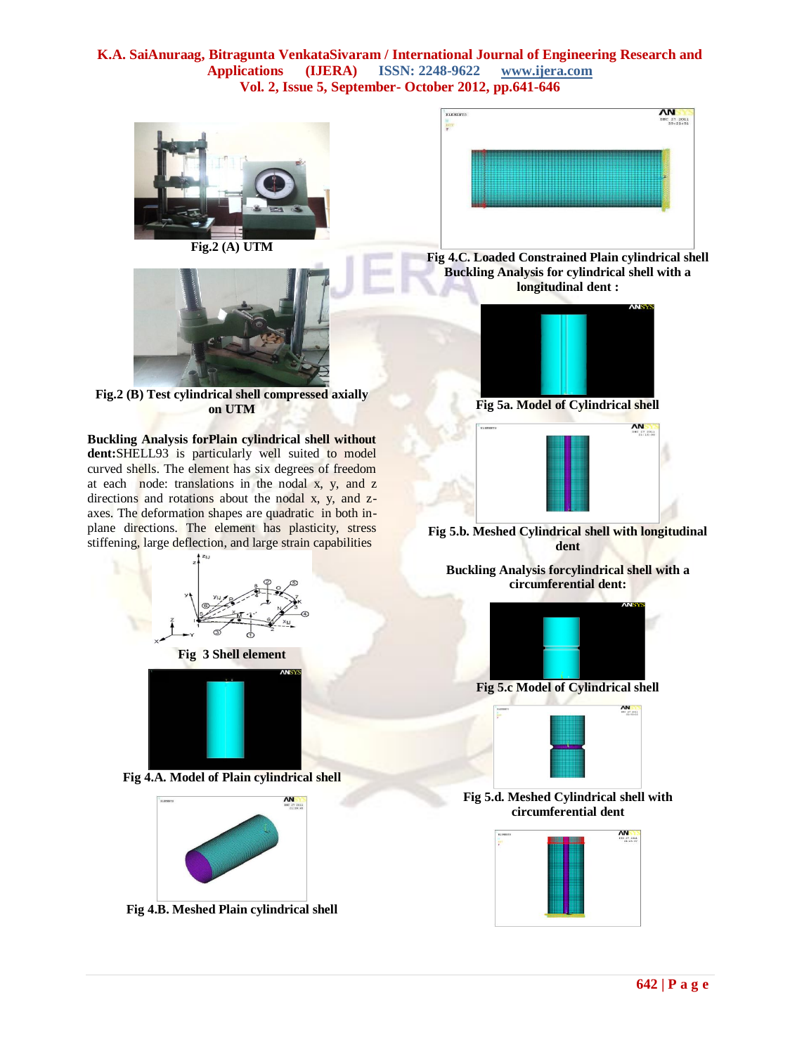Fig.2 (A) UTM

Fig.2 (B) Test cylindrical shell compressed axially on UTM

**Buckling Analysis forPlain cylindrical shell without dent:**SHELL93 is particularly well suited to model curved shells. The element has six degrees of freedom at each node: translations in the nodal x, y, and z directions and rotations about the nodal x, y, and z-axes. The deformation shapes are quadratic in both in-plane directions. The element has plasticity, stress stiffening, large deflection, and large strain capabilities

Fig 3 Shell element

Fig 4.A. Model of Plain cylindrical shell

Fig 4.B. Meshed Plain cylindrical shell

Fig 4.C. Loaded Constrained Plain cylindrical shell

**Buckling Analysis for cylindrical shell with a longitudinal dent :**

Fig 5a. Model of Cylindrical shell

Fig 5.b. Meshed Cylindrical shell with longitudinal dent

**Buckling Analysis forcylindrical shell with a circumferential dent:**

Fig 5.c Model of Cylindrical shell

Fig 5.d. Meshed Cylindrical shell with circumferential dent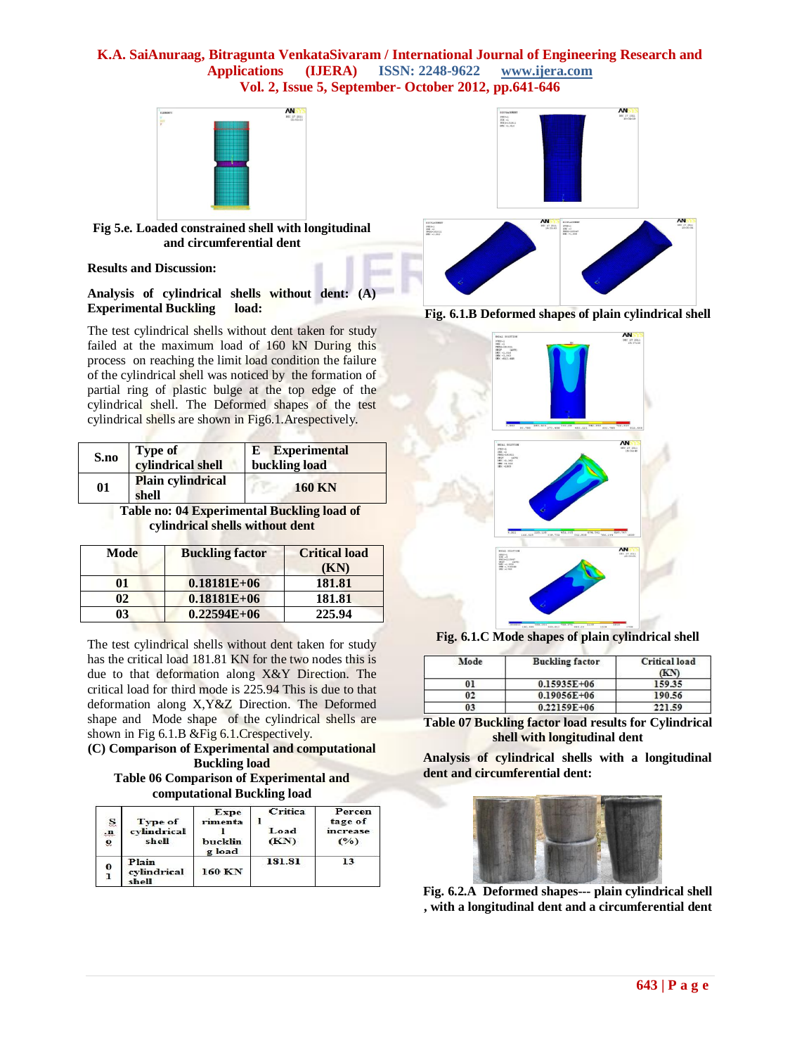Fig 5.e. Loaded constrained shell with longitudinal and circumferential dent

**Results and Discussion:**

**Analysis of cylindrical shells without dent: (A) Experimental Buckling load:**

The test cylindrical shells without dent taken for study failed at the maximum load of 160 kN During this process on reaching the limit load condition the failure of the cylindrical shell was noticed by the formation of partial ring of plastic bulge at the top edge of the cylindrical shell. The Deformed shapes of the test cylindrical shells are shown in Fig6.1.Arespectively.

| S.no | Type of cylindrical shell | E Experimental buckling load |
|---|---|---|
| 01 | Plain cylindrical shell | 160 KN |

**Table no: 04 Experimental Buckling load of cylindrical shells without dent**

| Mode | Buckling factor | Critical load (KN) |
|---|---|---|
| 01 | 0.18181E+06 | 181.81 |
| 02 | 0.18181E+06 | 181.81 |
| 03 | 0.22594E+06 | 225.94 |

The test cylindrical shells without dent taken for study has the critical load 181.81 KN for the two nodes this is due to that deformation along X&Y Direction. The critical load for third mode is 225.94 This is due to that deformation along X,Y&Z Direction. The Deformed shape and Mode shape of the cylindrical shells are shown in Fig 6.1.B &Fig 6.1.Crespectively.

**(C) Comparison of Experimental and computational Buckling load**

**Table 06 Comparison of Experimental and computational Buckling load**

| S.no | Type of cylindrical shell | Experimental buckling load | Critical Load (KN) | Percentage of increase (%) |
|---|---|---|---|---|
| 01 | Plain cylindrical shell | 160 KN | 181.81 | 13 |

**Fig. 6.1.B Deformed shapes of plain cylindrical shell**

**Fig. 6.1.C Mode shapes of plain cylindrical shell**

| Mode | Buckling factor | Critical load (KN) |
|---|---|---|
| 01 | 0.15935E+06 | 159.35 |
| 02 | 0.19056E+06 | 190.56 |
| 03 | 0.22159E+06 | 221.59 |

**Table 07 Buckling factor load results for Cylindrical shell with longitudinal dent**

**Analysis of cylindrical shells with a longitudinal dent and circumferential dent:**

**Fig. 6.2.A Deformed shapes--- plain cylindrical shell , with a longitudinal dent and a circumferential dent**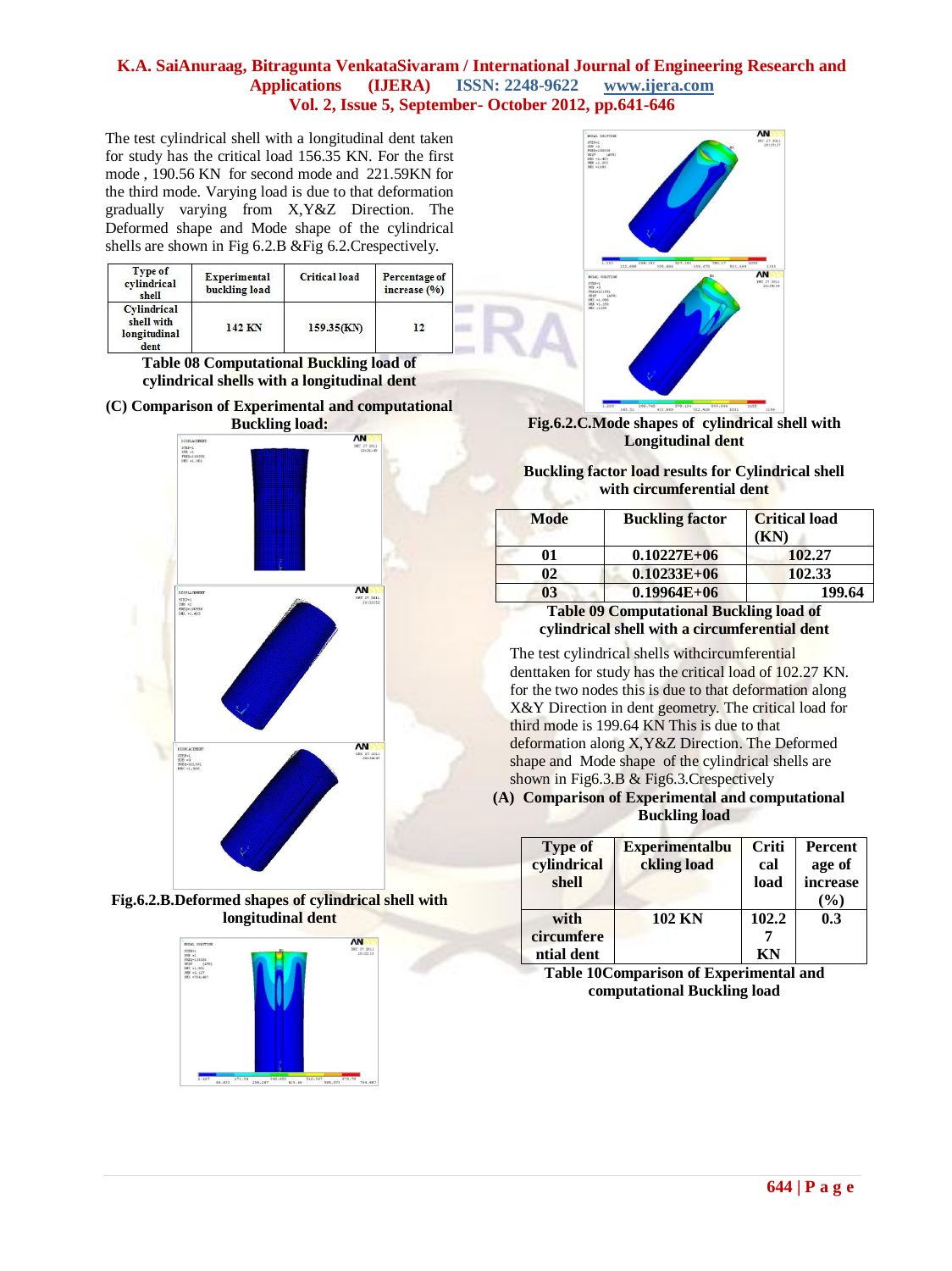The test cylindrical shell with a longitudinal dent taken for study has the critical load 156.35 KN. For the first mode , 190.56 KN for second mode and 221.59KN for the third mode. Varying load is due to that deformation gradually varying from X,Y&Z Direction. The Deformed shape and Mode shape of the cylindrical shells are shown in Fig 6.2.B &Fig 6.2.Crespectively.

| Type of cylindrical shell | Experimental buckling load | Critical load | Percentage of increase (%) |
|---|---|---|---|
| Cylindrical shell with longitudinal dent | 142 KN | 159.35(KN) | 12 |

**Table 08 Computational Buckling load of cylindrical shells with a longitudinal dent**

**(C) Comparison of Experimental and computational Buckling load:**

**Fig.6.2.B.Deformed shapes of cylindrical shell with longitudinal dent**

**Fig.6.2.C.Mode shapes of cylindrical shell with Longitudinal dent**

**Buckling factor load results for Cylindrical shell with circumferential dent**

| Mode | Buckling factor | Critical load (KN) |
|---|---|---|
| 01 | 0.10227E+06 | 102.27 |
| 02 | 0.10233E+06 | 102.33 |
| 03 | 0.19964E+06 | 199.64 |

**Table 09 Computational Buckling load of cylindrical shell with a circumferential dent**

The test cylindrical shells withcircumferential denttaken for study has the critical load of 102.27 KN. for the two nodes this is due to that deformation along X&Y Direction in dent geometry. The critical load for third mode is 199.64 KN This is due to that deformation along X,Y&Z Direction. The Deformed shape and Mode shape of the cylindrical shells are shown in Fig6.3.B & Fig6.3.Crespectively

**(A) Comparison of Experimental and computational Buckling load**

| Type of cylindrical shell | Experimentalbuckling load | Critical load | Percentage of increase (%) |
|---|---|---|---|
| with circumferential dent | 102 KN | 102.27 KN | 0.3 |

**Table 10Comparison of Experimental and computational Buckling load**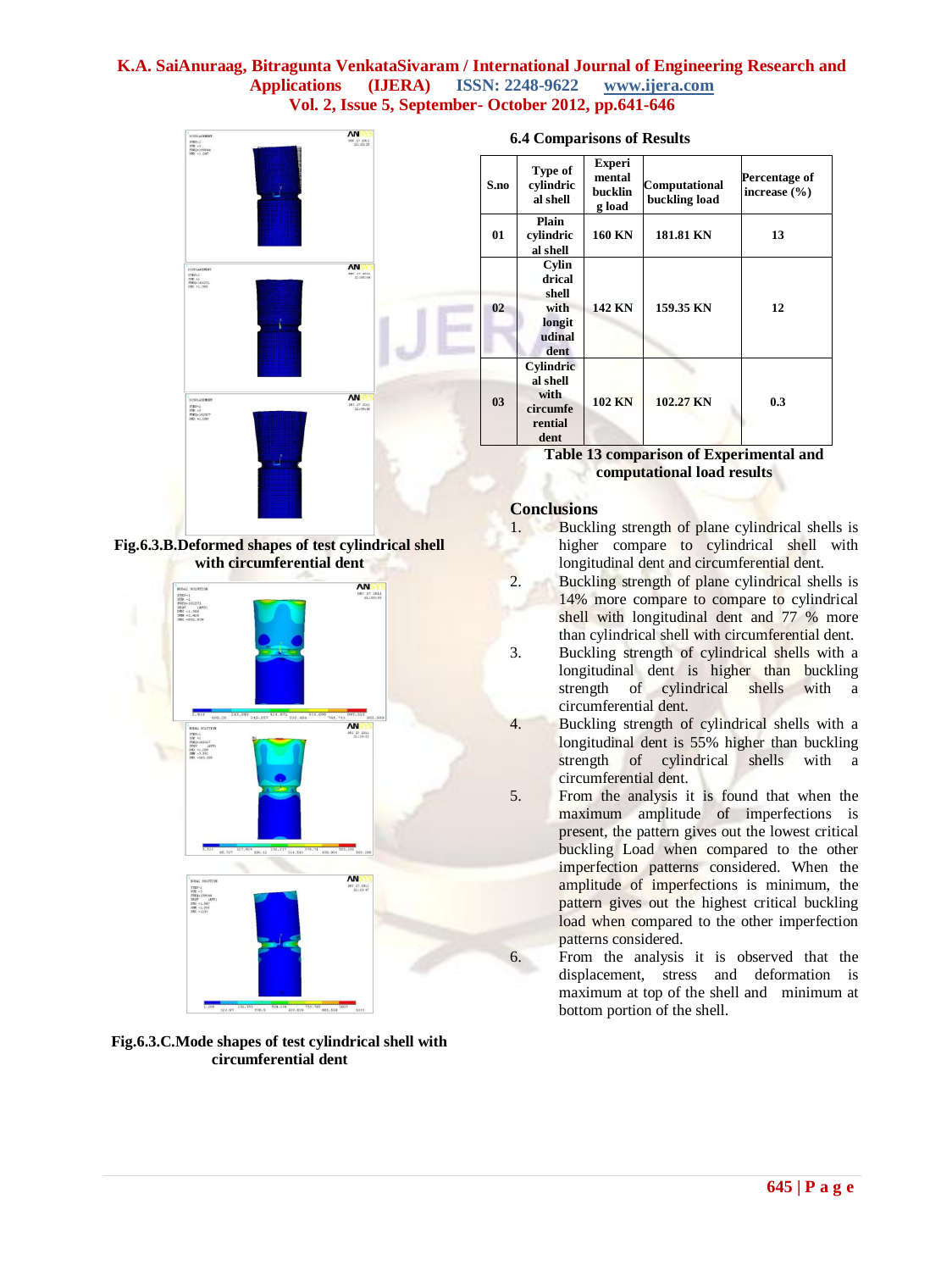Fig.6.3.B.Deformed shapes of test cylindrical shell with circumferential dent

Fig.6.3.C.Mode shapes of test cylindrical shell with circumferential dent

### 6.4 Comparisons of Results

| S.no | Type of cylindrical shell | Experimental buckling load | Computational buckling load | Percentage of increase (%) |
|---|---|---|---|---|
| 01 | Plain cylindrical shell | 160 KN | 181.81 KN | 13 |
| 02 | Cylindrical shell with longitudinal dent | 142 KN | 159.35 KN | 12 |
| 03 | Cylindrical shell with circumferential dent | 102 KN | 102.27 KN | 0.3 |

Table 13 comparison of Experimental and computational load results

## Conclusions

1. Buckling strength of plane cylindrical shells is higher compare to cylindrical shell with longitudinal dent and circumferential dent.
2. Buckling strength of plane cylindrical shells is 14% more compare to compare to cylindrical shell with longitudinal dent and 77 % more than cylindrical shell with circumferential dent.
3. Buckling strength of cylindrical shells with a longitudinal dent is higher than buckling strength of cylindrical shells with a circumferential dent.
4. Buckling strength of cylindrical shells with a longitudinal dent is 55% higher than buckling strength of cylindrical shells with a circumferential dent.
5. From the analysis it is found that when the maximum amplitude of imperfections is present, the pattern gives out the lowest critical buckling Load when compared to the other imperfection patterns considered. When the amplitude of imperfections is minimum, the pattern gives out the highest critical buckling load when compared to the other imperfection patterns considered.
6. From the analysis it is observed that the displacement, stress and deformation is maximum at top of the shell and minimum at bottom portion of the shell.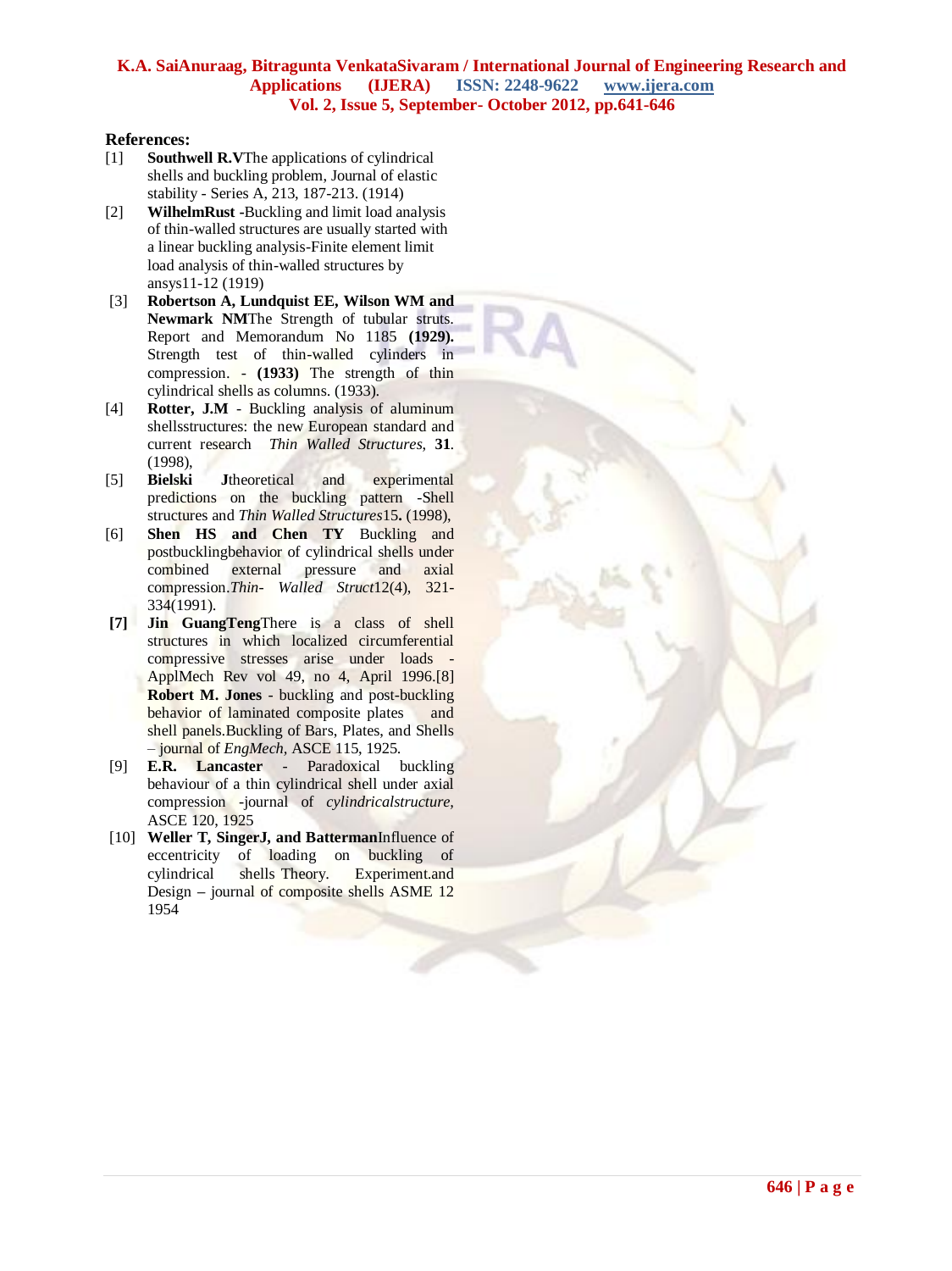**References:**

[1] **Southwell R.V**The applications of cylindrical shells and buckling problem, Journal of elastic stability - Series A, 213, 187-213. (1914)

[2] **WilhelmRust -**Buckling and limit load analysis of thin-walled structures are usually started with a linear buckling analysis-Finite element limit load analysis of thin-walled structures by ansys11-12 (1919)

[3] **Robertson A, Lundquist EE, Wilson WM and Newmark NM**The Strength of tubular struts. Report and Memorandum No 1185 **(1929).** Strength test of thin-walled cylinders in compression. - **(1933)** The strength of thin cylindrical shells as columns. (1933).

[4] **Rotter, J.M** - Buckling analysis of aluminum shellsstructures: the new European standard and current research *Thin Walled Structures*, **31**. (1998),

[5] **Bielski J**theoretical and experimental predictions on the buckling pattern -Shell structures and *Thin Walled Structures*15**.** (1998),

[6] **Shen HS and Chen TY** Buckling and postbucklingbehavior of cylindrical shells under combined external pressure and axial compression.*Thin- Walled Struct*12(4), 321-334(1991).

**[7]** **Jin GuangTeng**There is a class of shell structures in which localized circumferential compressive stresses arise under loads - ApplMech Rev vol 49, no 4, April 1996.[8] **Robert M. Jones** - buckling and post-buckling behavior of laminated composite plates and shell panels.Buckling of Bars, Plates, and Shells – journal of *EngMech*, ASCE 115, 1925.

[9] **E.R. Lancaster** - Paradoxical buckling behaviour of a thin cylindrical shell under axial compression -journal of *cylindricalstructure*, ASCE 120, 1925

[10] **Weller T, SingerJ, and Batterman**Influence of eccentricity of loading on buckling of cylindrical shells Theory. Experiment.and Design – journal of composite shells ASME 12 1954